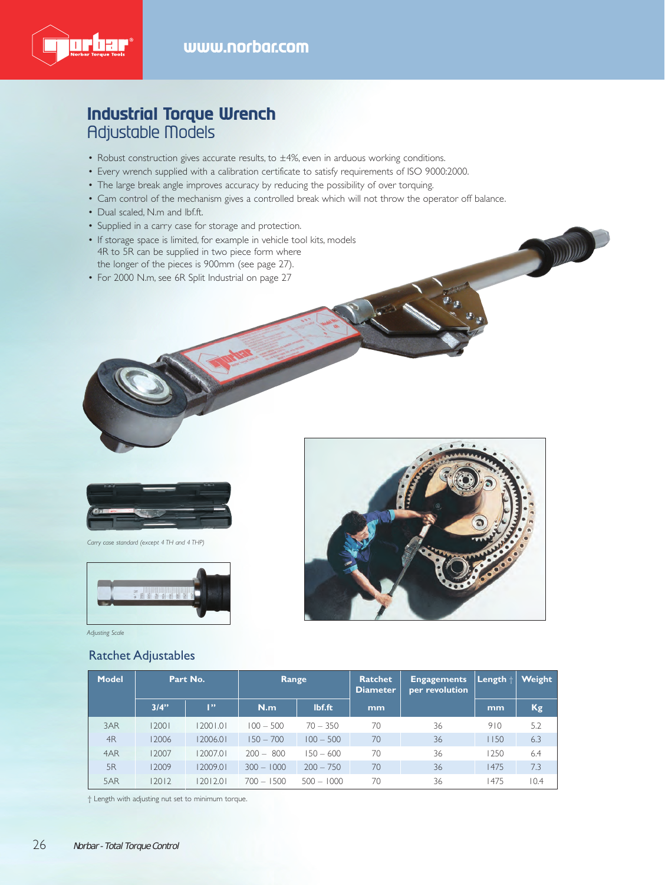# Industrial Torque Wrench
## Adjustable Models

- Robust construction gives accurate results, to ±4%, even in arduous working conditions.
- Every wrench supplied with a calibration certificate to satisfy requirements of ISO 9000:2000.
- The large break angle improves accuracy by reducing the possibility of over torquing.
- Cam control of the mechanism gives a controlled break which will not throw the operator off balance.
- Dual scaled, N.m and lbf.ft.
- Supplied in a carry case for storage and protection.
- If storage space is limited, for example in vehicle tool kits, models 4R to 5R can be supplied in two piece form where the longer of the pieces is 900mm (see page 27).
- For 2000 N.m, see 6R Split Industrial on page 27

*Carry case standard (except 4 TH and 4 THP)*

*Adjusting Scale*

### Ratchet Adjustables

| Model | Part No. | | Range | | Ratchet Diameter | Engagements per revolution | Length † | Weight |
|---|---|---|---|---|---|---|---|---|
| | 3/4" | 1" | N.m | lbf.ft | mm | | mm | Kg |
| 3AR | 12001 | 12001.01 | 100 – 500 | 70 – 350 | 70 | 36 | 910 | 5.2 |
| 4R | 12006 | 12006.01 | 150 – 700 | 100 – 500 | 70 | 36 | 1150 | 6.3 |
| 4AR | 12007 | 12007.01 | 200 – 800 | 150 – 600 | 70 | 36 | 1250 | 6.4 |
| 5R | 12009 | 12009.01 | 300 – 1000 | 200 – 750 | 70 | 36 | 1475 | 7.3 |
| 5AR | 12012 | 12012.01 | 700 – 1500 | 500 – 1000 | 70 | 36 | 1475 | 10.4 |

† Length with adjusting nut set to minimum torque.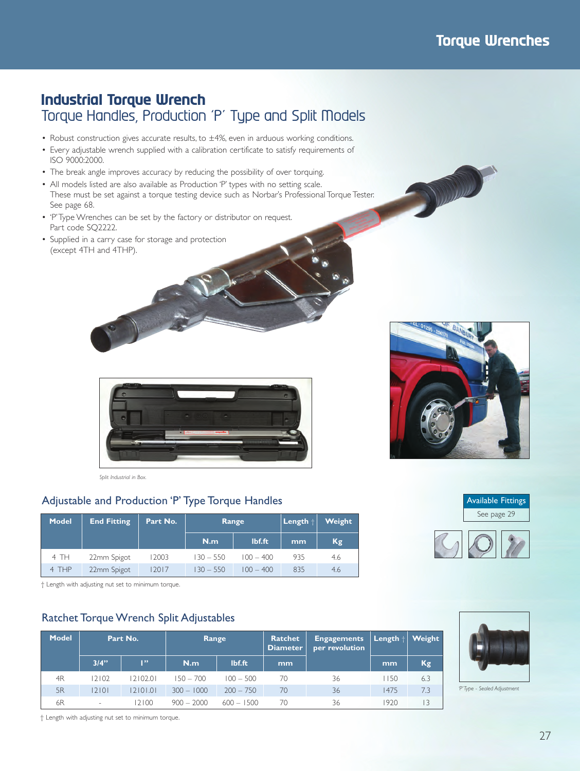# Industrial Torque Wrench

## Torque Handles, Production 'P' Type and Split Models

- Robust construction gives accurate results, to ±4%, even in arduous working conditions.
- Every adjustable wrench supplied with a calibration certificate to satisfy requirements of ISO 9000:2000.
- The break angle improves accuracy by reducing the possibility of over torquing.
- All models listed are also available as Production 'P' types with no setting scale. These must be set against a torque testing device such as Norbar's Professional Torque Tester. See page 68.
- 'P' Type Wrenches can be set by the factory or distributor on request. Part code SQ2222.
- Supplied in a carry case for storage and protection (except 4TH and 4THP).

*Split Industrial in Box.*

**Available Fittings**
See page 29

### Adjustable and Production 'P' Type Torque Handles

| Model | End Fitting | Part No. | Range | | Length † | Weight |
|---|---|---|---|---|---|---|
| | | | N.m | lbf.ft | mm | Kg |
| 4 TH | 22mm Spigot | 12003 | 130 – 550 | 100 – 400 | 935 | 4.6 |
| 4 THP | 22mm Spigot | 12017 | 130 – 550 | 100 – 400 | 835 | 4.6 |

† Length with adjusting nut set to minimum torque.

### Ratchet Torque Wrench Split Adjustables

| Model | Part No. | | Range | | Ratchet Diameter | Engagements per revolution | Length † | Weight |
|---|---|---|---|---|---|---|---|---|
| | 3/4" | 1" | N.m | lbf.ft | mm | | mm | Kg |
| 4R | 12102 | 12102.01 | 150 – 700 | 100 – 500 | 70 | 36 | 1150 | 6.3 |
| 5R | 12101 | 12101.01 | 300 – 1000 | 200 – 750 | 70 | 36 | 1475 | 7.3 |
| 6R | - | 12100 | 900 – 2000 | 600 – 1500 | 70 | 36 | 1920 | 13 |

† Length with adjusting nut set to minimum torque.

*'P' Type - Sealed Adjustment*